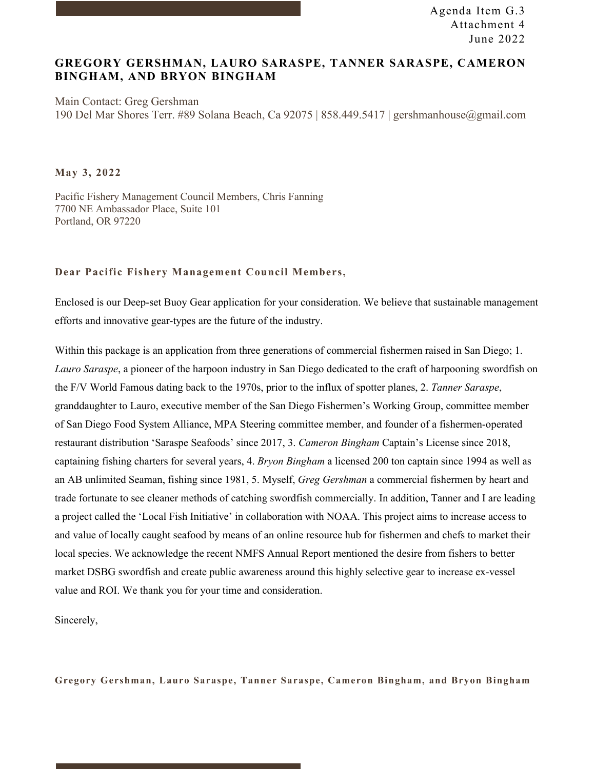Agenda Item G.3
Attachment 4
June 2022

## GREGORY GERSHMAN, LAURO SARASPE, TANNER SARASPE, CAMERON BINGHAM, AND BRYON BINGHAM

Main Contact: Greg Gershman
190 Del Mar Shores Terr. #89 Solana Beach, Ca 92075 | 858.449.5417 | gershmanhouse@gmail.com

**May 3, 2022**

Pacific Fishery Management Council Members, Chris Fanning
7700 NE Ambassador Place, Suite 101
Portland, OR 97220

**Dear Pacific Fishery Management Council Members,**

Enclosed is our Deep-set Buoy Gear application for your consideration. We believe that sustainable management efforts and innovative gear-types are the future of the industry.

Within this package is an application from three generations of commercial fishermen raised in San Diego; 1. *Lauro Saraspe*, a pioneer of the harpoon industry in San Diego dedicated to the craft of harpooning swordfish on the F/V World Famous dating back to the 1970s, prior to the influx of spotter planes, 2. *Tanner Saraspe*, granddaughter to Lauro, executive member of the San Diego Fishermen's Working Group, committee member of San Diego Food System Alliance, MPA Steering committee member, and founder of a fishermen-operated restaurant distribution 'Saraspe Seafoods' since 2017, 3. *Cameron Bingham* Captain's License since 2018, captaining fishing charters for several years, 4. *Bryon Bingham* a licensed 200 ton captain since 1994 as well as an AB unlimited Seaman, fishing since 1981, 5. Myself, *Greg Gershman* a commercial fishermen by heart and trade fortunate to see cleaner methods of catching swordfish commercially. In addition, Tanner and I are leading a project called the 'Local Fish Initiative' in collaboration with NOAA. This project aims to increase access to and value of locally caught seafood by means of an online resource hub for fishermen and chefs to market their local species. We acknowledge the recent NMFS Annual Report mentioned the desire from fishers to better market DSBG swordfish and create public awareness around this highly selective gear to increase ex-vessel value and ROI. We thank you for your time and consideration.

Sincerely,

**Gregory Gershman, Lauro Saraspe, Tanner Saraspe, Cameron Bingham, and Bryon Bingham**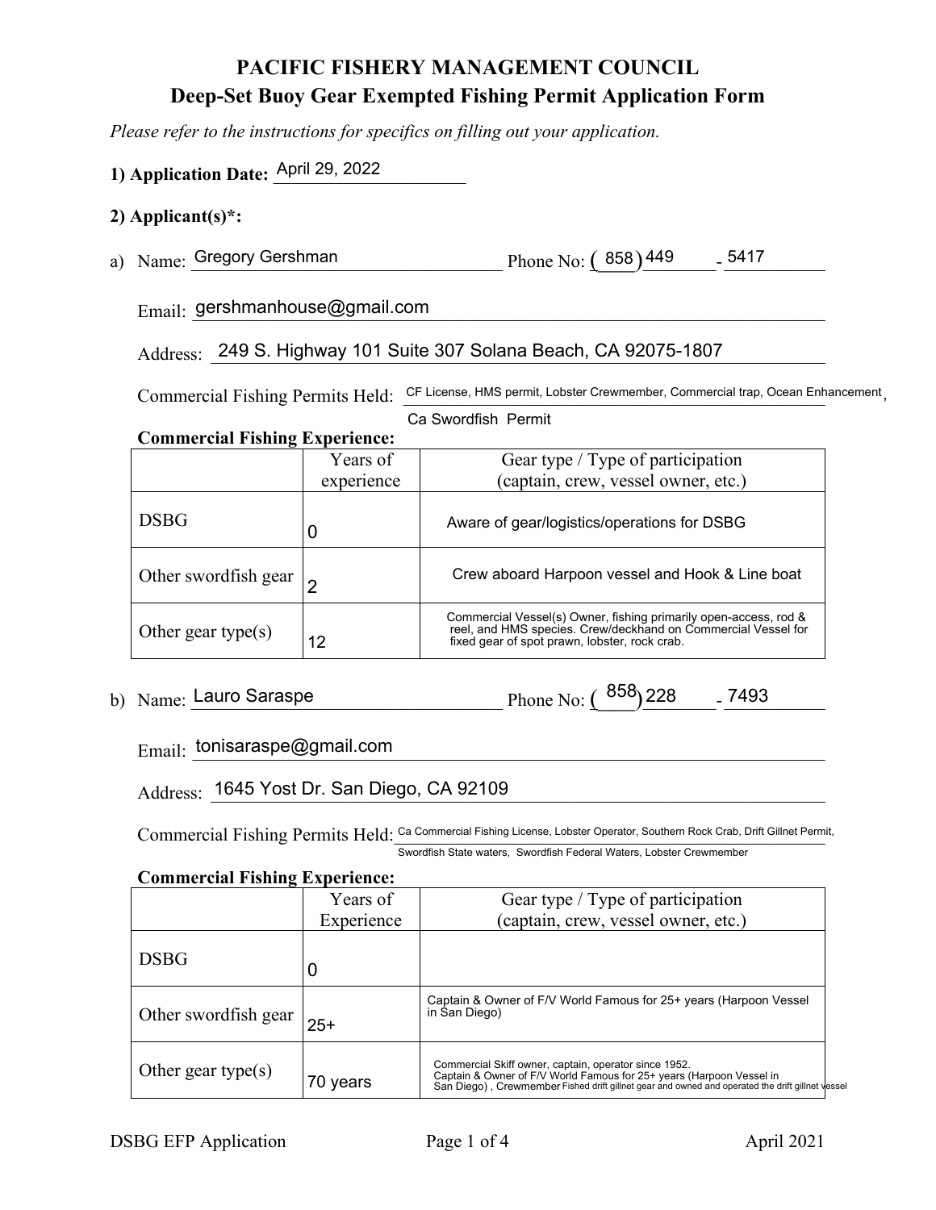# PACIFIC FISHERY MANAGEMENT COUNCIL

## Deep-Set Buoy Gear Exempted Fishing Permit Application Form

*Please refer to the instructions for specifics on filling out your application.*

**1) Application Date:** April 29, 2022

**2) Applicant(s)*:**

a) Name: Gregory Gershman Phone No: (858) 449 - 5417

Email: gershmanhouse@gmail.com

Address: 249 S. Highway 101 Suite 307 Solana Beach, CA 92075-1807

Commercial Fishing Permits Held: CF License, HMS permit, Lobster Crewmember, Commercial trap, Ocean Enhancement, Ca Swordfish Permit

**Commercial Fishing Experience:**

| | Years of experience | Gear type / Type of participation (captain, crew, vessel owner, etc.) |
|---|---|---|
| DSBG | 0 | Aware of gear/logistics/operations for DSBG |
| Other swordfish gear | 2 | Crew aboard Harpoon vessel and Hook & Line boat |
| Other gear type(s) | 12 | Commercial Vessel(s) Owner, fishing primarily open-access, rod & reel, and HMS species. Crew/deckhand on Commercial Vessel for fixed gear of spot prawn, lobster, rock crab. |

b) Name: Lauro Saraspe Phone No: (858) 228 - 7493

Email: tonisaraspe@gmail.com

Address: 1645 Yost Dr. San Diego, CA 92109

Commercial Fishing Permits Held: Ca Commercial Fishing License, Lobster Operator, Southern Rock Crab, Drift Gillnet Permit, Swordfish State waters, Swordfish Federal Waters, Lobster Crewmember

**Commercial Fishing Experience:**

| | Years of Experience | Gear type / Type of participation (captain, crew, vessel owner, etc.) |
|---|---|---|
| DSBG | 0 | |
| Other swordfish gear | 25+ | Captain & Owner of F/V World Famous for 25+ years (Harpoon Vessel in San Diego) |
| Other gear type(s) | 70 years | Commercial Skiff owner, captain, operator since 1952. Captain & Owner of F/V World Famous for 25+ years (Harpoon Vessel in San Diego), Crewmember Fished drift gillnet gear and owned and operated the drift gillnet vessel |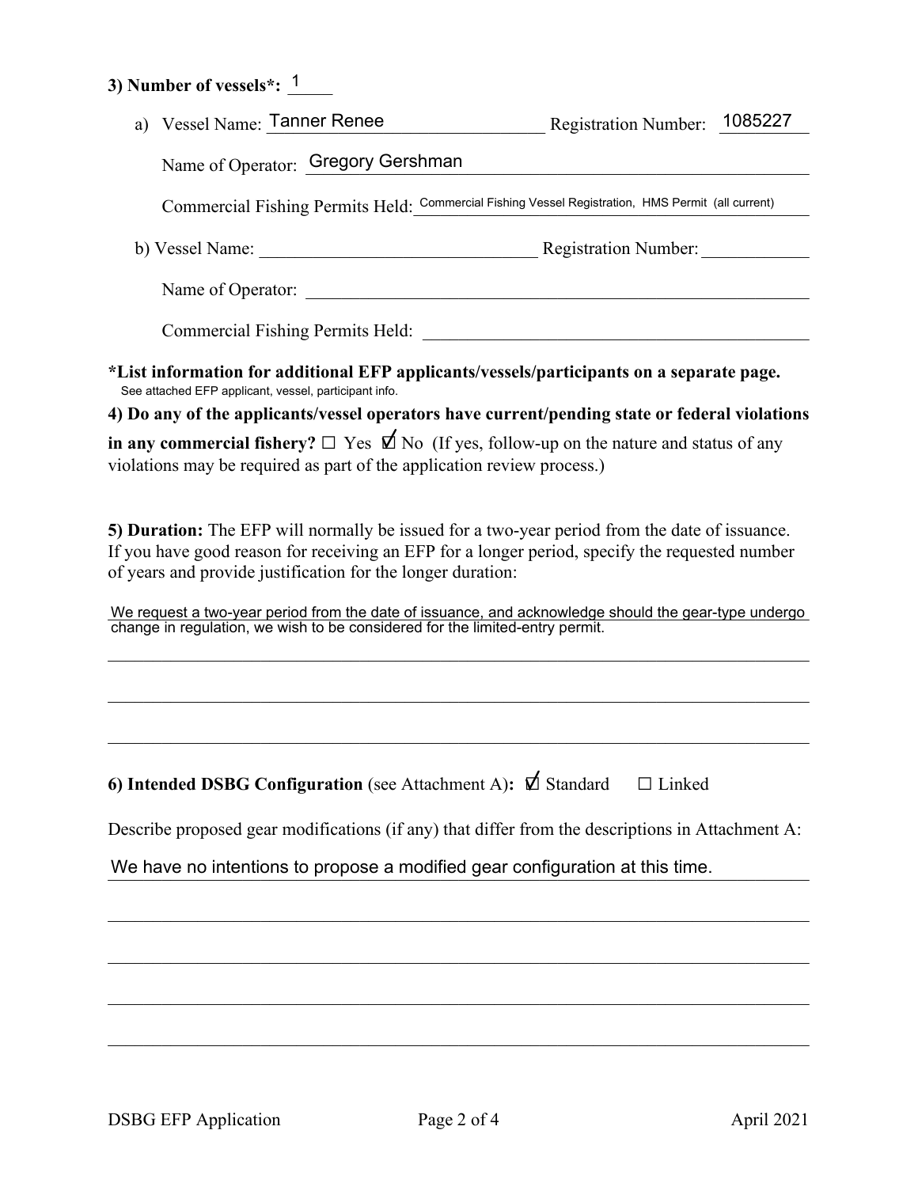**3) Number of vessels*:** 1

a) Vessel Name: Tanner Renee Registration Number: 1085227

Name of Operator: Gregory Gershman

Commercial Fishing Permits Held: Commercial Fishing Vessel Registration, HMS Permit (all current)

b) Vessel Name: ______________________ Registration Number: ____________

Name of Operator: ______________________

Commercial Fishing Permits Held: ______________________

**\*List information for additional EFP applicants/vessels/participants on a separate page.**
See attached EFP applicant, vessel, participant info.

**4) Do any of the applicants/vessel operators have current/pending state or federal violations in any commercial fishery?** ☐ Yes ☑ No (If yes, follow-up on the nature and status of any violations may be required as part of the application review process.)

**5) Duration:** The EFP will normally be issued for a two-year period from the date of issuance. If you have good reason for receiving an EFP for a longer period, specify the requested number of years and provide justification for the longer duration:

We request a two-year period from the date of issuance, and acknowledge should the gear-type undergo change in regulation, we wish to be considered for the limited-entry permit.

**6) Intended DSBG Configuration** (see Attachment A)**:** ☑ Standard ☐ Linked

Describe proposed gear modifications (if any) that differ from the descriptions in Attachment A:

We have no intentions to propose a modified gear configuration at this time.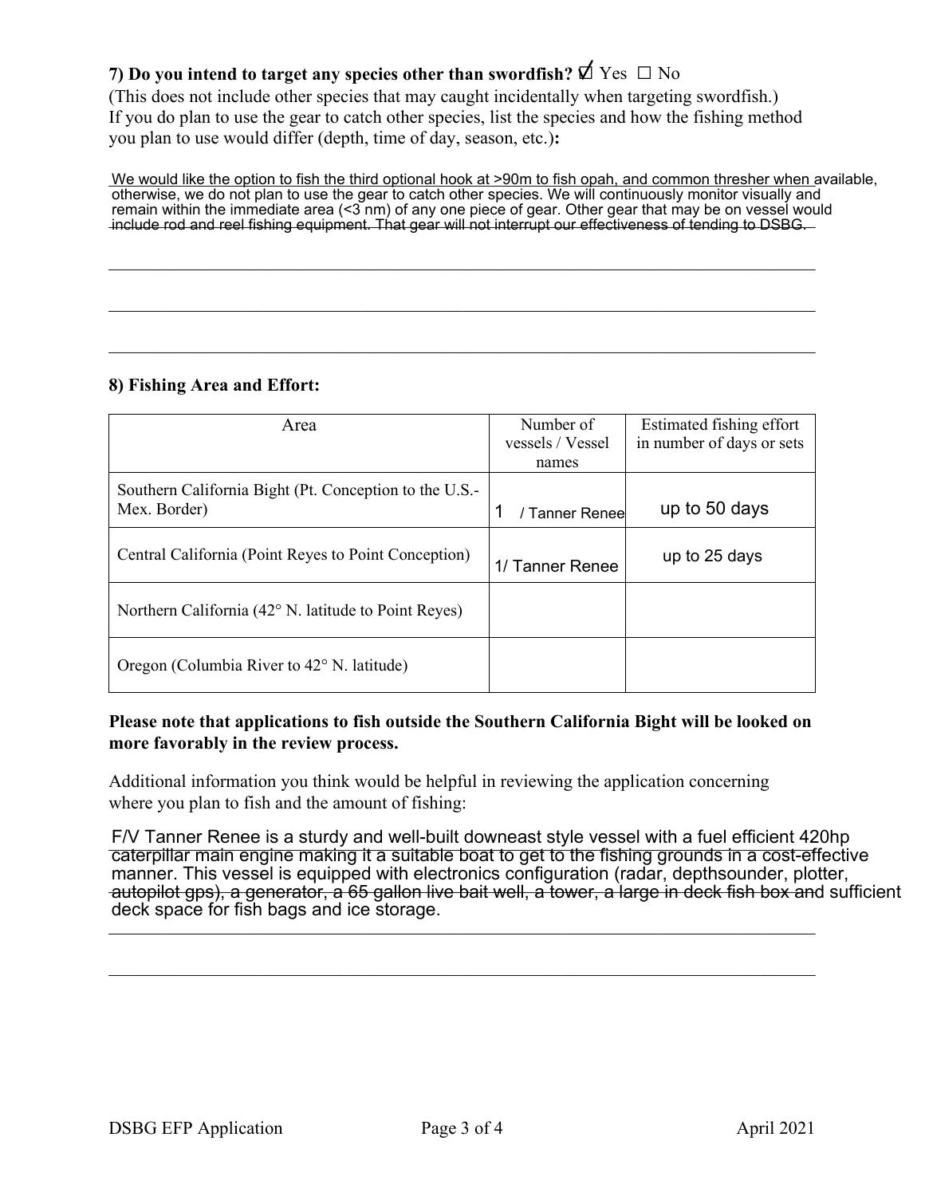**7) Do you intend to target any species other than swordfish?** ☑ Yes ☐ No

(This does not include other species that may caught incidentally when targeting swordfish.) If you do plan to use the gear to catch other species, list the species and how the fishing method you plan to use would differ (depth, time of day, season, etc.)**:**

We would like the option to fish the third optional hook at >90m to fish opah, and common thresher when available, otherwise, we do not plan to use the gear to catch other species. We will continuously monitor visually and remain within the immediate area (<3 nm) of any one piece of gear. Other gear that may be on vessel would include rod and reel fishing equipment. That gear will not interrupt our effectiveness of tending to DSBG.

**8) Fishing Area and Effort:**

| Area | Number of vessels / Vessel names | Estimated fishing effort in number of days or sets |
|---|---|---|
| Southern California Bight (Pt. Conception to the U.S.-Mex. Border) | 1 / Tanner Renee | up to 50 days |
| Central California (Point Reyes to Point Conception) | 1/ Tanner Renee | up to 25 days |
| Northern California (42° N. latitude to Point Reyes) | | |
| Oregon (Columbia River to 42° N. latitude) | | |

**Please note that applications to fish outside the Southern California Bight will be looked on more favorably in the review process.**

Additional information you think would be helpful in reviewing the application concerning where you plan to fish and the amount of fishing:

F/V Tanner Renee is a sturdy and well-built downeast style vessel with a fuel efficient 420hp caterpillar main engine making it a suitable boat to get to the fishing grounds in a cost-effective manner. This vessel is equipped with electronics configuration (radar, depthsounder, plotter, autopilot gps), a generator, a 65 gallon live bait well, a tower, a large in deck fish box and sufficient deck space for fish bags and ice storage.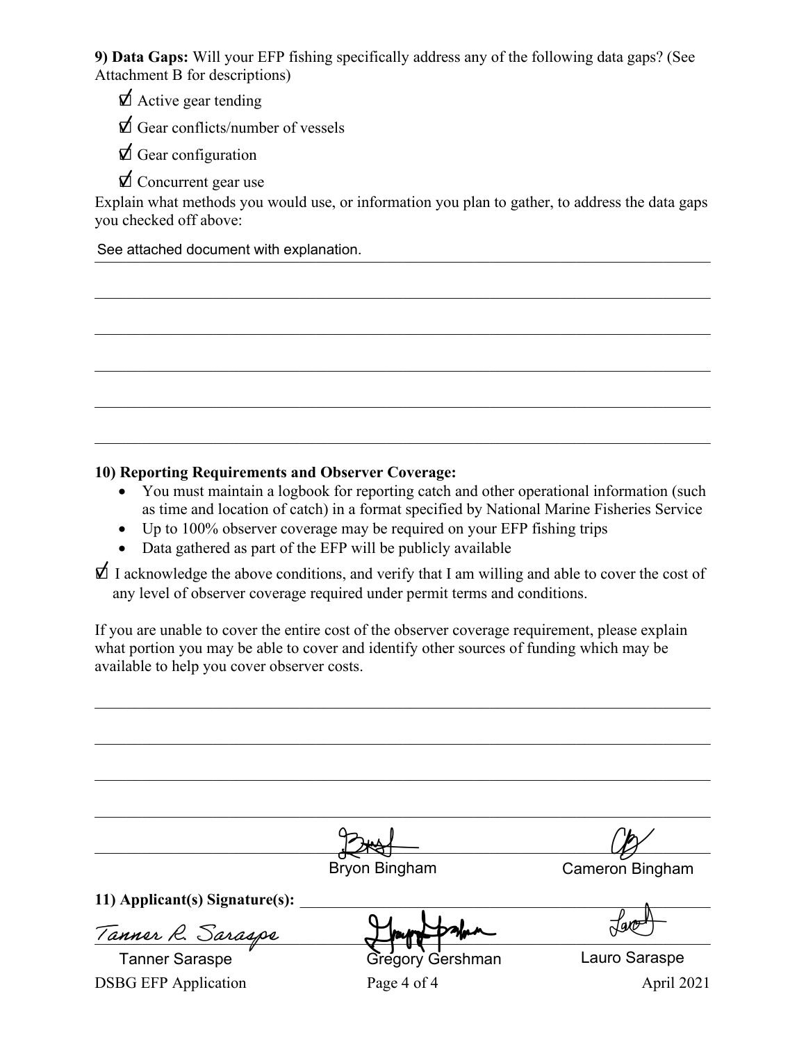**9) Data Gaps:** Will your EFP fishing specifically address any of the following data gaps? (See Attachment B for descriptions)

- ☑ Active gear tending
- ☑ Gear conflicts/number of vessels
- ☑ Gear configuration
- ☑ Concurrent gear use

Explain what methods you would use, or information you plan to gather, to address the data gaps you checked off above:

See attached document with explanation.

**10) Reporting Requirements and Observer Coverage:**

- You must maintain a logbook for reporting catch and other operational information (such as time and location of catch) in a format specified by National Marine Fisheries Service
- Up to 100% observer coverage may be required on your EFP fishing trips
- Data gathered as part of the EFP will be publicly available

☑ I acknowledge the above conditions, and verify that I am willing and able to cover the cost of any level of observer coverage required under permit terms and conditions.

If you are unable to cover the entire cost of the observer coverage requirement, please explain what portion you may be able to cover and identify other sources of funding which may be available to help you cover observer costs.

**11) Applicant(s) Signature(s):**

| | | |
|---|---|---|
| | Bryon Bingham | Cameron Bingham |
| Tanner Saraspe | Gregory Gershman | Lauro Saraspe |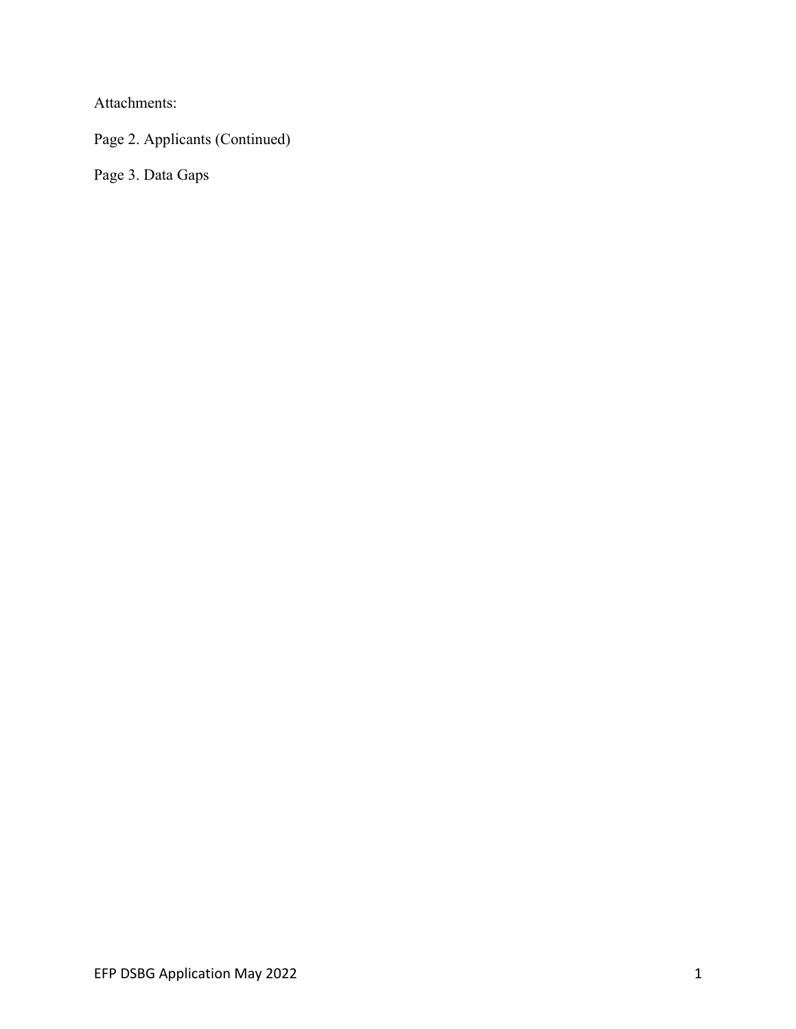Attachments:

Page 2. Applicants (Continued)

Page 3. Data Gaps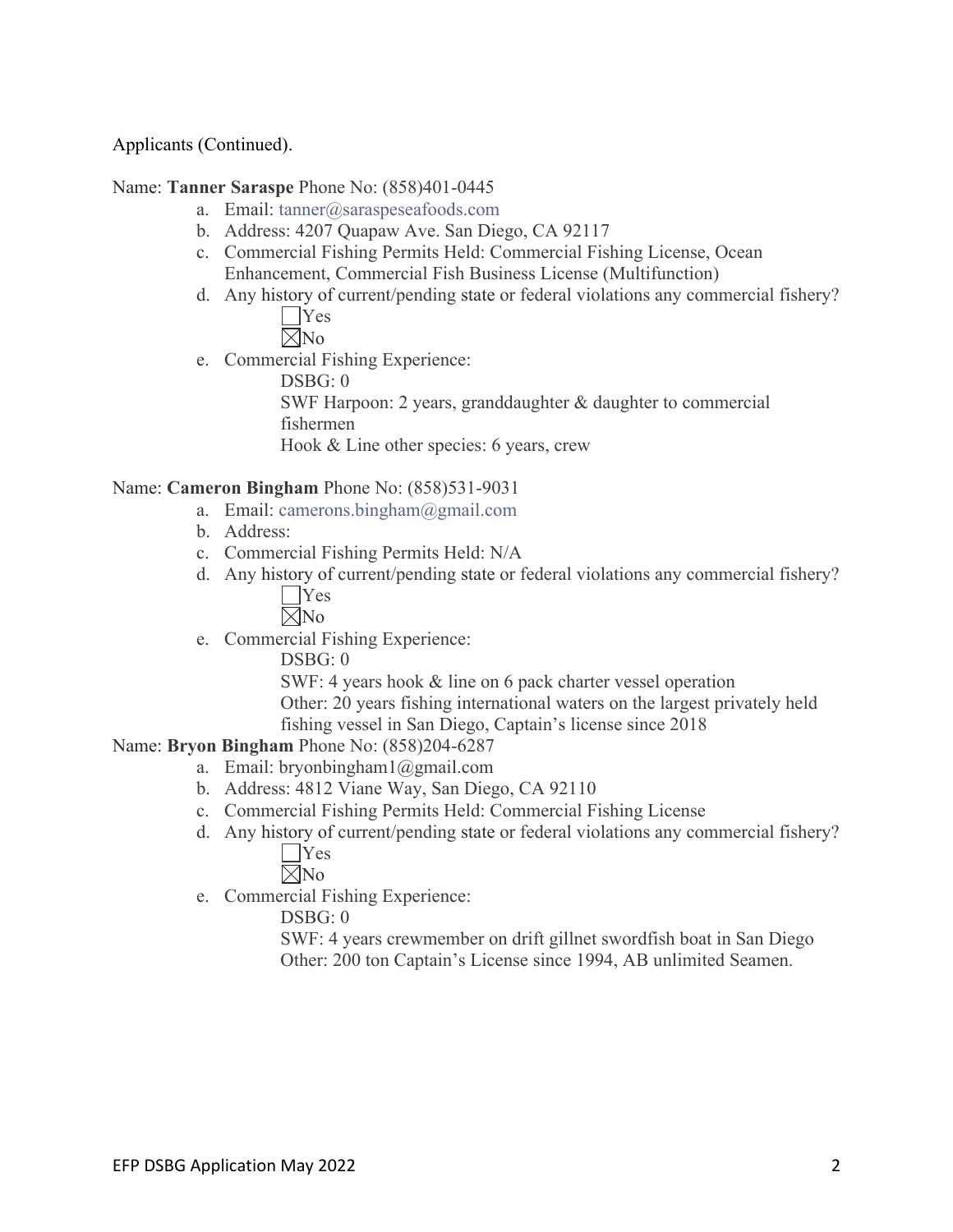Applicants (Continued).

Name: **Tanner Saraspe** Phone No: (858)401-0445

a. Email: tanner@saraspeseafoods.com
b. Address: 4207 Quapaw Ave. San Diego, CA 92117
c. Commercial Fishing Permits Held: Commercial Fishing License, Ocean Enhancement, Commercial Fish Business License (Multifunction)
d. Any history of current/pending state or federal violations any commercial fishery?
   - ☐ Yes
   - ☒ No
e. Commercial Fishing Experience:
   - DSBG: 0
   - SWF Harpoon: 2 years, granddaughter & daughter to commercial fishermen
   - Hook & Line other species: 6 years, crew

Name: **Cameron Bingham** Phone No: (858)531-9031

a. Email: camerons.bingham@gmail.com
b. Address:
c. Commercial Fishing Permits Held: N/A
d. Any history of current/pending state or federal violations any commercial fishery?
   - ☐ Yes
   - ☒ No
e. Commercial Fishing Experience:
   - DSBG: 0
   - SWF: 4 years hook & line on 6 pack charter vessel operation
   - Other: 20 years fishing international waters on the largest privately held fishing vessel in San Diego, Captain's license since 2018

Name: **Bryon Bingham** Phone No: (858)204-6287

a. Email: bryonbingham1@gmail.com
b. Address: 4812 Viane Way, San Diego, CA 92110
c. Commercial Fishing Permits Held: Commercial Fishing License
d. Any history of current/pending state or federal violations any commercial fishery?
   - ☐ Yes
   - ☒ No
e. Commercial Fishing Experience:
   - DSBG: 0
   - SWF: 4 years crewmember on drift gillnet swordfish boat in San Diego
   - Other: 200 ton Captain's License since 1994, AB unlimited Seamen.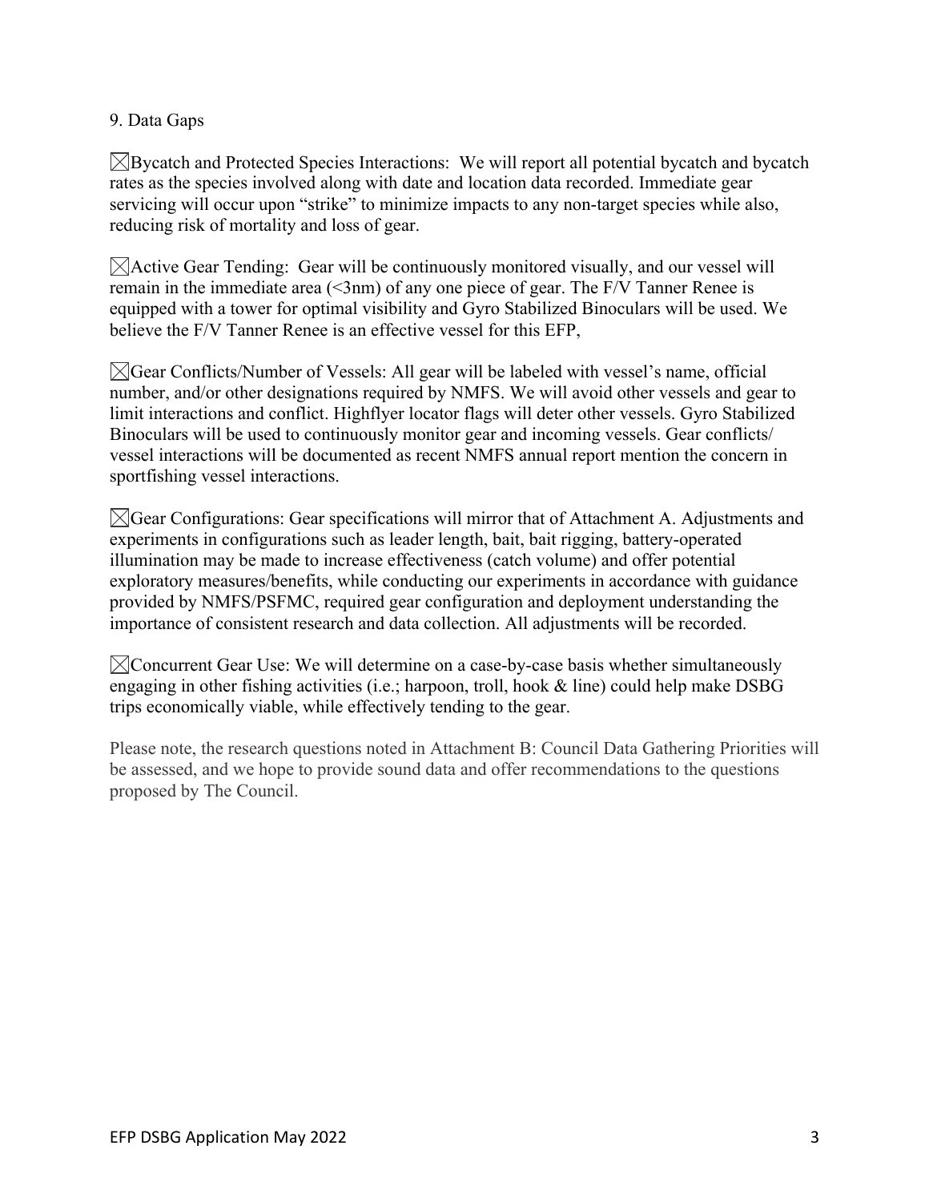9. Data Gaps

☒Bycatch and Protected Species Interactions: We will report all potential bycatch and bycatch rates as the species involved along with date and location data recorded. Immediate gear servicing will occur upon "strike" to minimize impacts to any non-target species while also, reducing risk of mortality and loss of gear.

☒Active Gear Tending: Gear will be continuously monitored visually, and our vessel will remain in the immediate area (<3nm) of any one piece of gear. The F/V Tanner Renee is equipped with a tower for optimal visibility and Gyro Stabilized Binoculars will be used. We believe the F/V Tanner Renee is an effective vessel for this EFP,

☒Gear Conflicts/Number of Vessels: All gear will be labeled with vessel's name, official number, and/or other designations required by NMFS. We will avoid other vessels and gear to limit interactions and conflict. Highflyer locator flags will deter other vessels. Gyro Stabilized Binoculars will be used to continuously monitor gear and incoming vessels. Gear conflicts/ vessel interactions will be documented as recent NMFS annual report mention the concern in sportfishing vessel interactions.

☒Gear Configurations: Gear specifications will mirror that of Attachment A. Adjustments and experiments in configurations such as leader length, bait, bait rigging, battery-operated illumination may be made to increase effectiveness (catch volume) and offer potential exploratory measures/benefits, while conducting our experiments in accordance with guidance provided by NMFS/PSFMC, required gear configuration and deployment understanding the importance of consistent research and data collection. All adjustments will be recorded.

☒Concurrent Gear Use: We will determine on a case-by-case basis whether simultaneously engaging in other fishing activities (i.e.; harpoon, troll, hook & line) could help make DSBG trips economically viable, while effectively tending to the gear.

Please note, the research questions noted in Attachment B: Council Data Gathering Priorities will be assessed, and we hope to provide sound data and offer recommendations to the questions proposed by The Council.